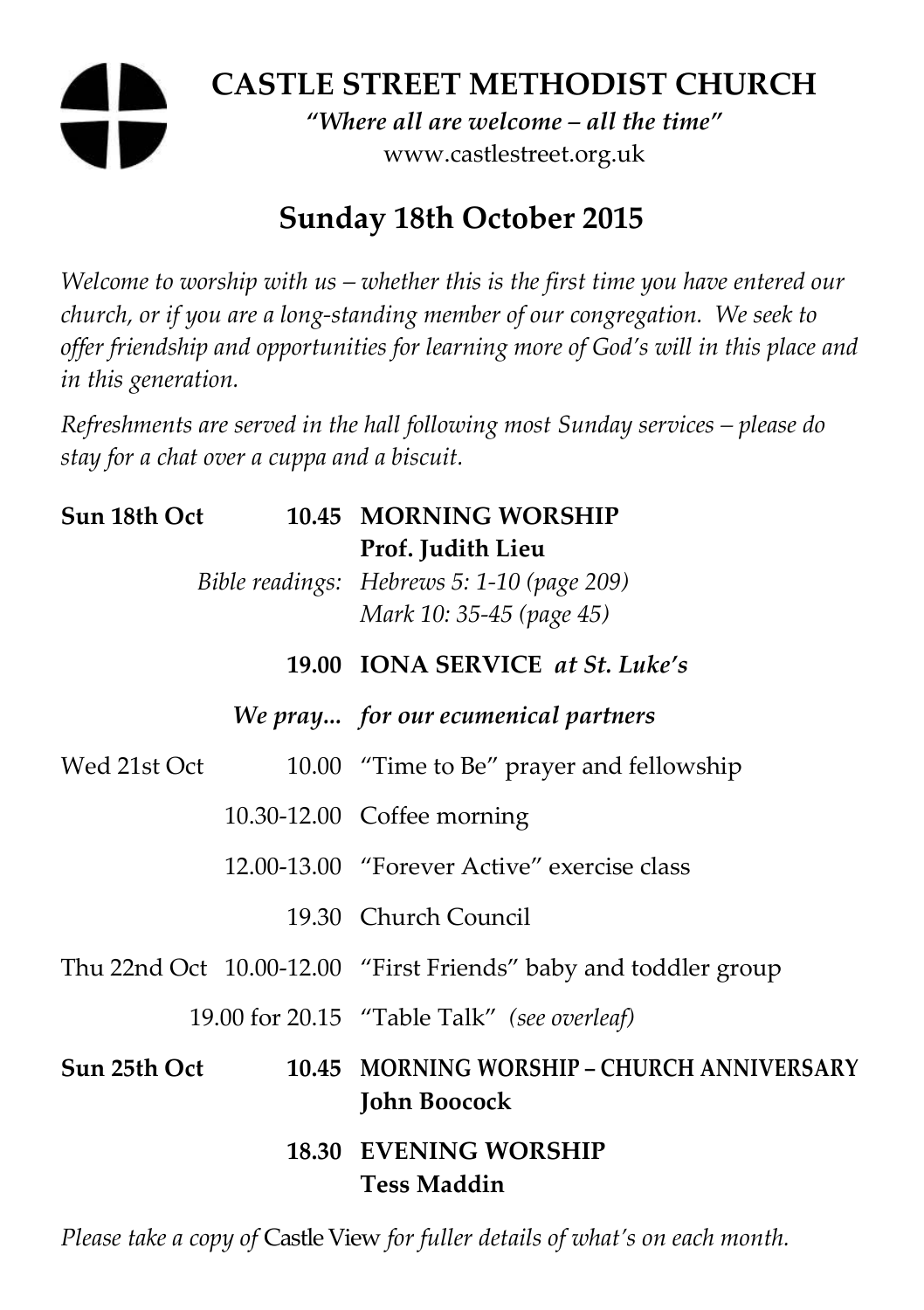# CASTLE STREET METHODIST CHURCH

*"Where all are welcome – all the time"*

www.castlestreet.org.uk

## Sunday 18th October 2015

*Welcome to worship with us – whether this is the first time you have entered our church, or if you are a long-standing member of our congregation. We seek to offer friendship and opportunities for learning more of God's will in this place and in this generation.*

*Refreshments are served in the hall following most Sunday services – please do stay for a chat over a cuppa and a biscuit.*

| | | |
|---|---|---|
| **Sun 18th Oct** | **10.45** | **MORNING WORSHIP** **Prof. Judith Lieu** |
| | *Bible readings:* | *Hebrews 5: 1-10 (page 209)* *Mark 10: 35-45 (page 45)* |
| | **19.00** | **IONA SERVICE** ***at St. Luke's*** |
| | ***We pray...*** | ***for our ecumenical partners*** |
| Wed 21st Oct | 10.00 | "Time to Be" prayer and fellowship |
| | 10.30-12.00 | Coffee morning |
| | 12.00-13.00 | "Forever Active" exercise class |
| | 19.30 | Church Council |
| Thu 22nd Oct | 10.00-12.00 | "First Friends" baby and toddler group |
| | 19.00 for 20.15 | "Table Talk" *(see overleaf)* |
| **Sun 25th Oct** | **10.45** | **MORNING WORSHIP – CHURCH ANNIVERSARY** **John Boocock** |
| | **18.30** | **EVENING WORSHIP** **Tess Maddin** |

*Please take a copy of* Castle View *for fuller details of what's on each month.*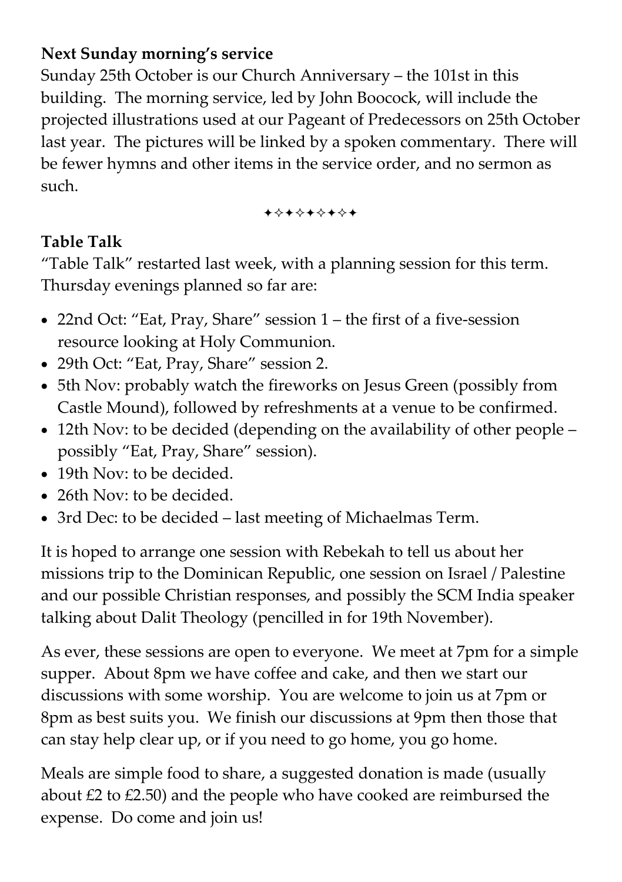**Next Sunday morning's service**

Sunday 25th October is our Church Anniversary – the 101st in this building. The morning service, led by John Boocock, will include the projected illustrations used at our Pageant of Predecessors on 25th October last year. The pictures will be linked by a spoken commentary. There will be fewer hymns and other items in the service order, and no sermon as such.

✦✧✦✧✦✧✦✧✦

**Table Talk**

"Table Talk" restarted last week, with a planning session for this term. Thursday evenings planned so far are:

- 22nd Oct: "Eat, Pray, Share" session 1 – the first of a five-session resource looking at Holy Communion.
- 29th Oct: "Eat, Pray, Share" session 2.
- 5th Nov: probably watch the fireworks on Jesus Green (possibly from Castle Mound), followed by refreshments at a venue to be confirmed.
- 12th Nov: to be decided (depending on the availability of other people – possibly "Eat, Pray, Share" session).
- 19th Nov: to be decided.
- 26th Nov: to be decided.
- 3rd Dec: to be decided – last meeting of Michaelmas Term.

It is hoped to arrange one session with Rebekah to tell us about her missions trip to the Dominican Republic, one session on Israel / Palestine and our possible Christian responses, and possibly the SCM India speaker talking about Dalit Theology (pencilled in for 19th November).

As ever, these sessions are open to everyone. We meet at 7pm for a simple supper. About 8pm we have coffee and cake, and then we start our discussions with some worship. You are welcome to join us at 7pm or 8pm as best suits you. We finish our discussions at 9pm then those that can stay help clear up, or if you need to go home, you go home.

Meals are simple food to share, a suggested donation is made (usually about £2 to £2.50) and the people who have cooked are reimbursed the expense. Do come and join us!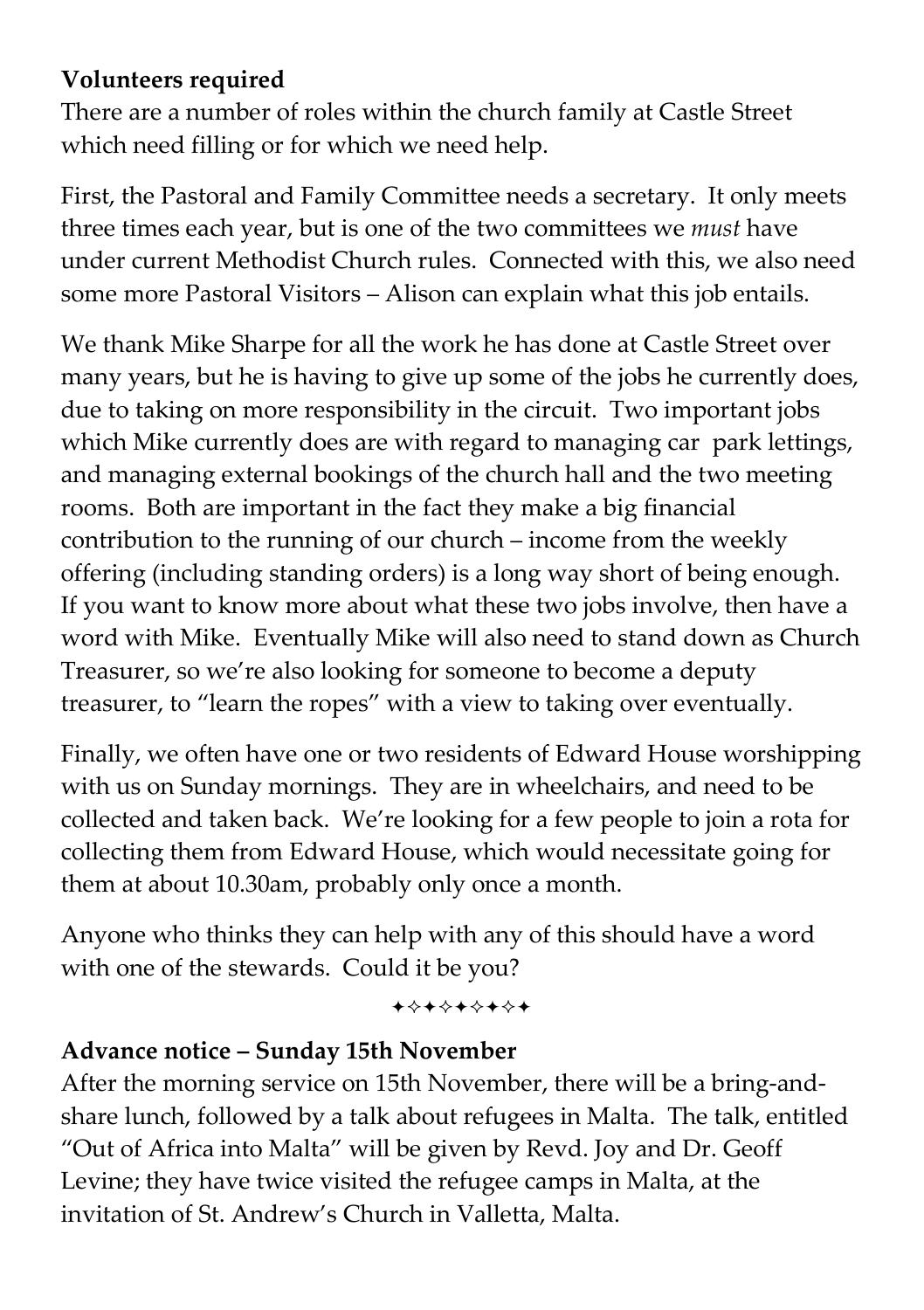**Volunteers required**

There are a number of roles within the church family at Castle Street which need filling or for which we need help.

First, the Pastoral and Family Committee needs a secretary. It only meets three times each year, but is one of the two committees we *must* have under current Methodist Church rules. Connected with this, we also need some more Pastoral Visitors – Alison can explain what this job entails.

We thank Mike Sharpe for all the work he has done at Castle Street over many years, but he is having to give up some of the jobs he currently does, due to taking on more responsibility in the circuit. Two important jobs which Mike currently does are with regard to managing car park lettings, and managing external bookings of the church hall and the two meeting rooms. Both are important in the fact they make a big financial contribution to the running of our church – income from the weekly offering (including standing orders) is a long way short of being enough. If you want to know more about what these two jobs involve, then have a word with Mike. Eventually Mike will also need to stand down as Church Treasurer, so we're also looking for someone to become a deputy treasurer, to "learn the ropes" with a view to taking over eventually.

Finally, we often have one or two residents of Edward House worshipping with us on Sunday mornings. They are in wheelchairs, and need to be collected and taken back. We're looking for a few people to join a rota for collecting them from Edward House, which would necessitate going for them at about 10.30am, probably only once a month.

Anyone who thinks they can help with any of this should have a word with one of the stewards. Could it be you?

✦✧✦✧✦✧✦✧✦

**Advance notice – Sunday 15th November**

After the morning service on 15th November, there will be a bring-and-share lunch, followed by a talk about refugees in Malta. The talk, entitled "Out of Africa into Malta" will be given by Revd. Joy and Dr. Geoff Levine; they have twice visited the refugee camps in Malta, at the invitation of St. Andrew's Church in Valletta, Malta.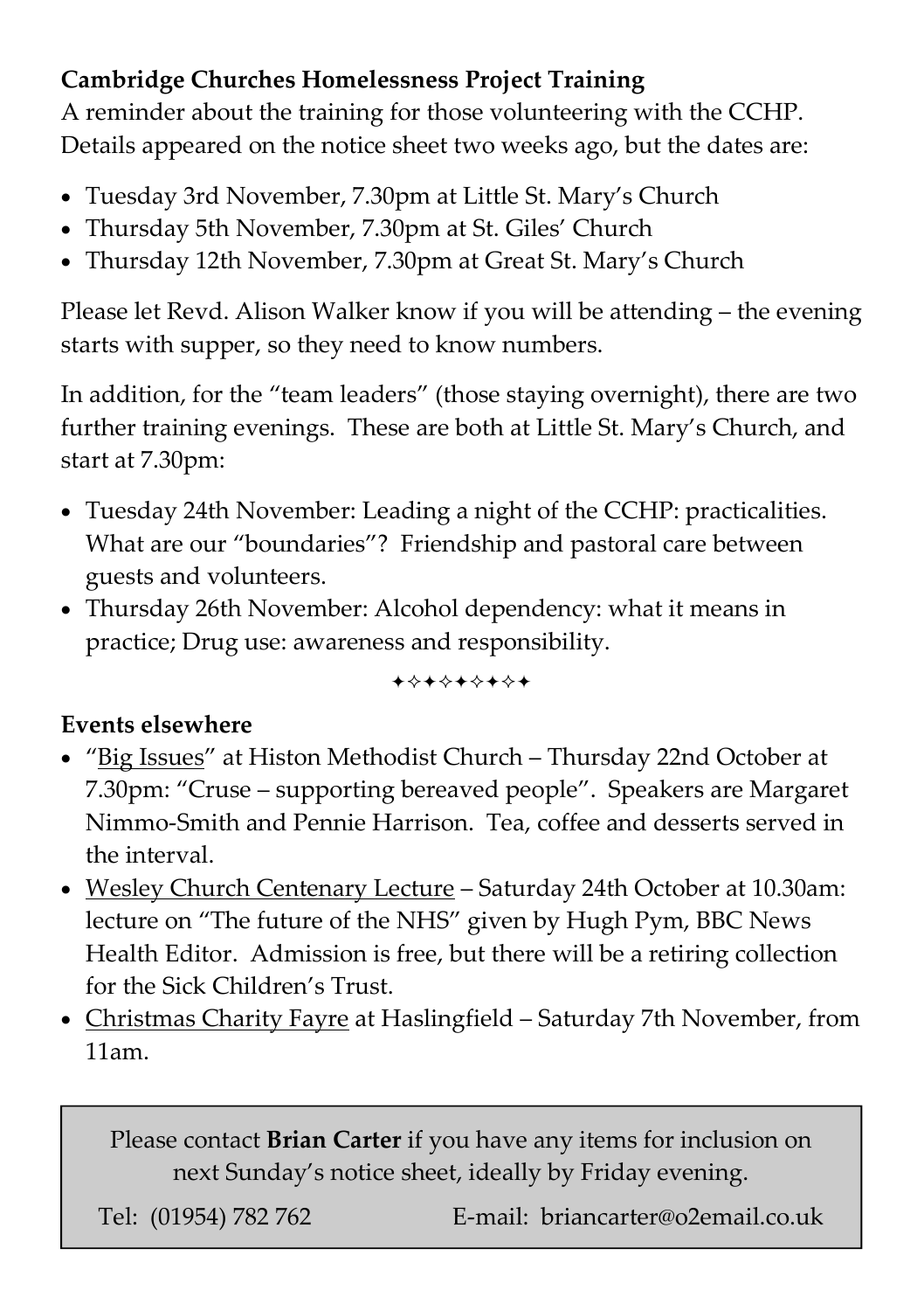**Cambridge Churches Homelessness Project Training**

A reminder about the training for those volunteering with the CCHP. Details appeared on the notice sheet two weeks ago, but the dates are:

- Tuesday 3rd November, 7.30pm at Little St. Mary's Church
- Thursday 5th November, 7.30pm at St. Giles' Church
- Thursday 12th November, 7.30pm at Great St. Mary's Church

Please let Revd. Alison Walker know if you will be attending – the evening starts with supper, so they need to know numbers.

In addition, for the "team leaders" (those staying overnight), there are two further training evenings. These are both at Little St. Mary's Church, and start at 7.30pm:

- Tuesday 24th November: Leading a night of the CCHP: practicalities. What are our "boundaries"? Friendship and pastoral care between guests and volunteers.
- Thursday 26th November: Alcohol dependency: what it means in practice; Drug use: awareness and responsibility.

✦✧✦✧✦✧✦✧✦

**Events elsewhere**

- "Big Issues" at Histon Methodist Church – Thursday 22nd October at 7.30pm: "Cruse – supporting bereaved people". Speakers are Margaret Nimmo-Smith and Pennie Harrison. Tea, coffee and desserts served in the interval.
- Wesley Church Centenary Lecture – Saturday 24th October at 10.30am: lecture on "The future of the NHS" given by Hugh Pym, BBC News Health Editor. Admission is free, but there will be a retiring collection for the Sick Children's Trust.
- Christmas Charity Fayre at Haslingfield – Saturday 7th November, from 11am.

Please contact **Brian Carter** if you have any items for inclusion on next Sunday's notice sheet, ideally by Friday evening.

Tel: (01954) 782 762 E-mail: briancarter@o2email.co.uk